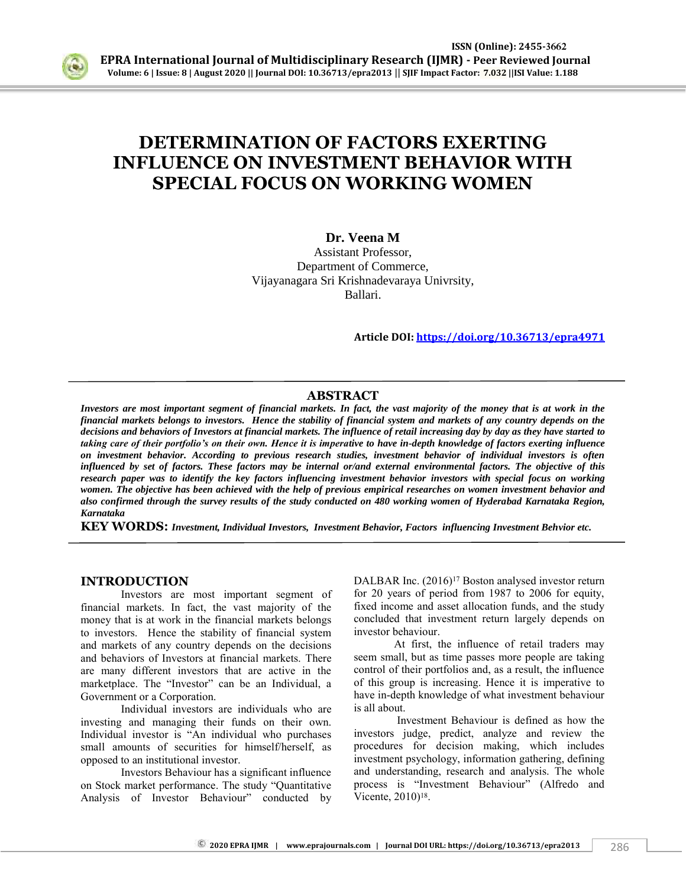# DETERMINATION OF FACTORS EXERTING INFLUENCE ON INVESTMENT BEHAVIOR WITH SPECIAL FOCUS ON WORKING WOMEN

**Dr. Veena M**

Assistant Professor,
Department of Commerce,
Vijayanagara Sri Krishnadevaraya Univrsity,
Ballari.

**Article DOI: https://doi.org/10.36713/epra4971**

## ABSTRACT

***Investors are most important segment of financial markets. In fact, the vast majority of the money that is at work in the financial markets belongs to investors. Hence the stability of financial system and markets of any country depends on the decisions and behaviors of Investors at financial markets. The influence of retail increasing day by day as they have started to taking care of their portfolio's on their own. Hence it is imperative to have in-depth knowledge of factors exerting influence on investment behavior. According to previous research studies, investment behavior of individual investors is often influenced by set of factors. These factors may be internal or/and external environmental factors. The objective of this research paper was to identify the key factors influencing investment behavior investors with special focus on working women. The objective has been achieved with the help of previous empirical researches on women investment behavior and also confirmed through the survey results of the study conducted on 480 working women of Hyderabad Karnataka Region, Karnataka***

**KEY WORDS:** ***Investment, Individual Investors, Investment Behavior, Factors influencing Investment Behvior etc.***

## INTRODUCTION

Investors are most important segment of financial markets. In fact, the vast majority of the money that is at work in the financial markets belongs to investors. Hence the stability of financial system and markets of any country depends on the decisions and behaviors of Investors at financial markets. There are many different investors that are active in the marketplace. The "Investor" can be an Individual, a Government or a Corporation.

Individual investors are individuals who are investing and managing their funds on their own. Individual investor is "An individual who purchases small amounts of securities for himself/herself, as opposed to an institutional investor.

Investors Behaviour has a significant influence on Stock market performance. The study "Quantitative Analysis of Investor Behaviour" conducted by DALBAR Inc. (2016)[17] Boston analysed investor return for 20 years of period from 1987 to 2006 for equity, fixed income and asset allocation funds, and the study concluded that investment return largely depends on investor behaviour.

At first, the influence of retail traders may seem small, but as time passes more people are taking control of their portfolios and, as a result, the influence of this group is increasing. Hence it is imperative to have in-depth knowledge of what investment behaviour is all about.

Investment Behaviour is defined as how the investors judge, predict, analyze and review the procedures for decision making, which includes investment psychology, information gathering, defining and understanding, research and analysis. The whole process is "Investment Behaviour" (Alfredo and Vicente, 2010)[18].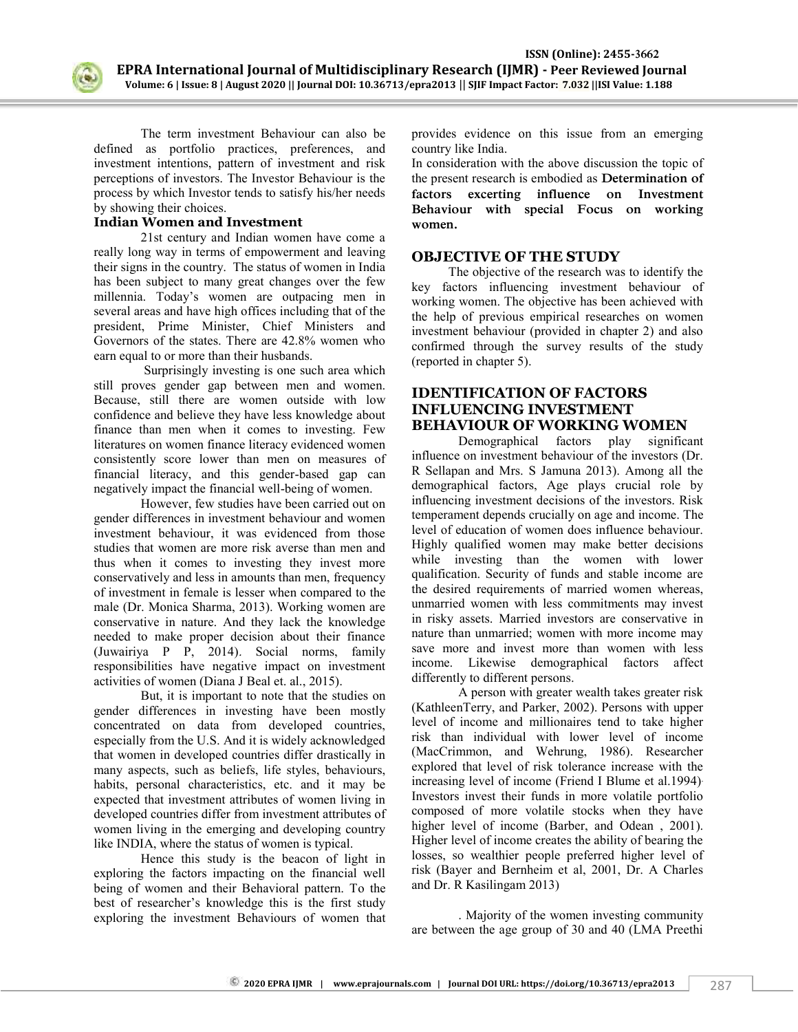The term investment Behaviour can also be defined as portfolio practices, preferences, and investment intentions, pattern of investment and risk perceptions of investors. The Investor Behaviour is the process by which Investor tends to satisfy his/her needs by showing their choices.

### Indian Women and Investment

21st century and Indian women have come a really long way in terms of empowerment and leaving their signs in the country. The status of women in India has been subject to many great changes over the few millennia. Today's women are outpacing men in several areas and have high offices including that of the president, Prime Minister, Chief Ministers and Governors of the states. There are 42.8% women who earn equal to or more than their husbands.

Surprisingly investing is one such area which still proves gender gap between men and women. Because, still there are women outside with low confidence and believe they have less knowledge about finance than men when it comes to investing. Few literatures on women finance literacy evidenced women consistently score lower than men on measures of financial literacy, and this gender-based gap can negatively impact the financial well-being of women.

However, few studies have been carried out on gender differences in investment behaviour and women investment behaviour, it was evidenced from those studies that women are more risk averse than men and thus when it comes to investing they invest more conservatively and less in amounts than men, frequency of investment in female is lesser when compared to the male (Dr. Monica Sharma, 2013). Working women are conservative in nature. And they lack the knowledge needed to make proper decision about their finance (Juwairiya P P, 2014). Social norms, family responsibilities have negative impact on investment activities of women (Diana J Beal et. al., 2015).

But, it is important to note that the studies on gender differences in investing have been mostly concentrated on data from developed countries, especially from the U.S. And it is widely acknowledged that women in developed countries differ drastically in many aspects, such as beliefs, life styles, behaviours, habits, personal characteristics, etc. and it may be expected that investment attributes of women living in developed countries differ from investment attributes of women living in the emerging and developing country like INDIA, where the status of women is typical.

Hence this study is the beacon of light in exploring the factors impacting on the financial well being of women and their Behavioral pattern. To the best of researcher's knowledge this is the first study exploring the investment Behaviours of women that provides evidence on this issue from an emerging country like India.

In consideration with the above discussion the topic of the present research is embodied as **Determination of factors excerting influence on Investment Behaviour with special Focus on working women.**

## OBJECTIVE OF THE STUDY

The objective of the research was to identify the key factors influencing investment behaviour of working women. The objective has been achieved with the help of previous empirical researches on women investment behaviour (provided in chapter 2) and also confirmed through the survey results of the study (reported in chapter 5).

## IDENTIFICATION OF FACTORS INFLUENCING INVESTMENT BEHAVIOUR OF WORKING WOMEN

Demographical factors play significant influence on investment behaviour of the investors (Dr. R Sellapan and Mrs. S Jamuna 2013). Among all the demographical factors, Age plays crucial role by influencing investment decisions of the investors. Risk temperament depends crucially on age and income. The level of education of women does influence behaviour. Highly qualified women may make better decisions while investing than the women with lower qualification. Security of funds and stable income are the desired requirements of married women whereas, unmarried women with less commitments may invest in risky assets. Married investors are conservative in nature than unmarried; women with more income may save more and invest more than women with less income. Likewise demographical factors affect differently to different persons.

A person with greater wealth takes greater risk (KathleenTerry, and Parker, 2002). Persons with upper level of income and millionaires tend to take higher risk than individual with lower level of income (MacCrimmon, and Wehrung, 1986). Researcher explored that level of risk tolerance increase with the increasing level of income (Friend I Blume et al.1994). Investors invest their funds in more volatile portfolio composed of more volatile stocks when they have higher level of income (Barber, and Odean , 2001). Higher level of income creates the ability of bearing the losses, so wealthier people preferred higher level of risk (Bayer and Bernheim et al, 2001, Dr. A Charles and Dr. R Kasilingam 2013)

. Majority of the women investing community are between the age group of 30 and 40 (LMA Preethi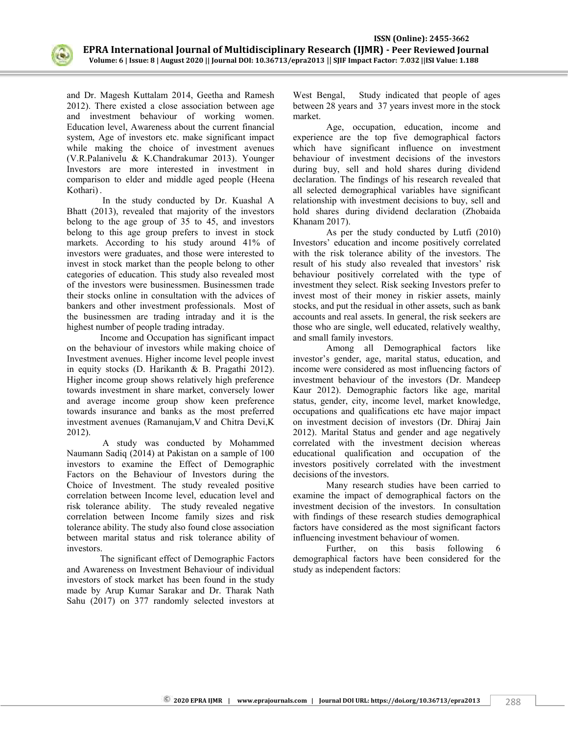and Dr. Magesh Kuttalam 2014, Geetha and Ramesh 2012). There existed a close association between age and investment behaviour of working women. Education level, Awareness about the current financial system, Age of investors etc. make significant impact while making the choice of investment avenues (V.R.Palanivelu & K.Chandrakumar 2013). Younger Investors are more interested in investment in comparison to elder and middle aged people (Heena Kothari).

In the study conducted by Dr. Kuashal A Bhatt (2013), revealed that majority of the investors belong to the age group of 35 to 45, and investors belong to this age group prefers to invest in stock markets. According to his study around 41% of investors were graduates, and those were interested to invest in stock market than the people belong to other categories of education. This study also revealed most of the investors were businessmen. Businessmen trade their stocks online in consultation with the advices of bankers and other investment professionals. Most of the businessmen are trading intraday and it is the highest number of people trading intraday.

Income and Occupation has significant impact on the behaviour of investors while making choice of Investment avenues. Higher income level people invest in equity stocks (D. Harikanth & B. Pragathi 2012). Higher income group shows relatively high preference towards investment in share market, conversely lower and average income group show keen preference towards insurance and banks as the most preferred investment avenues (Ramanujam,V and Chitra Devi,K 2012).

A study was conducted by Mohammed Naumann Sadiq (2014) at Pakistan on a sample of 100 investors to examine the Effect of Demographic Factors on the Behaviour of Investors during the Choice of Investment. The study revealed positive correlation between Income level, education level and risk tolerance ability. The study revealed negative correlation between Income family sizes and risk tolerance ability. The study also found close association between marital status and risk tolerance ability of investors.

The significant effect of Demographic Factors and Awareness on Investment Behaviour of individual investors of stock market has been found in the study made by Arup Kumar Sarakar and Dr. Tharak Nath Sahu (2017) on 377 randomly selected investors at West Bengal, Study indicated that people of ages between 28 years and 37 years invest more in the stock market.

Age, occupation, education, income and experience are the top five demographical factors which have significant influence on investment behaviour of investment decisions of the investors during buy, sell and hold shares during dividend declaration. The findings of his research revealed that all selected demographical variables have significant relationship with investment decisions to buy, sell and hold shares during dividend declaration (Zhobaida Khanam 2017).

As per the study conducted by Lutfi (2010) Investors' education and income positively correlated with the risk tolerance ability of the investors. The result of his study also revealed that investors' risk behaviour positively correlated with the type of investment they select. Risk seeking Investors prefer to invest most of their money in riskier assets, mainly stocks, and put the residual in other assets, such as bank accounts and real assets. In general, the risk seekers are those who are single, well educated, relatively wealthy, and small family investors.

Among all Demographical factors like investor's gender, age, marital status, education, and income were considered as most influencing factors of investment behaviour of the investors (Dr. Mandeep Kaur 2012). Demographic factors like age, marital status, gender, city, income level, market knowledge, occupations and qualifications etc have major impact on investment decision of investors (Dr. Dhiraj Jain 2012). Marital Status and gender and age negatively correlated with the investment decision whereas educational qualification and occupation of the investors positively correlated with the investment decisions of the investors.

Many research studies have been carried to examine the impact of demographical factors on the investment decision of the investors. In consultation with findings of these research studies demographical factors have considered as the most significant factors influencing investment behaviour of women.

Further, on this basis following 6 demographical factors have been considered for the study as independent factors: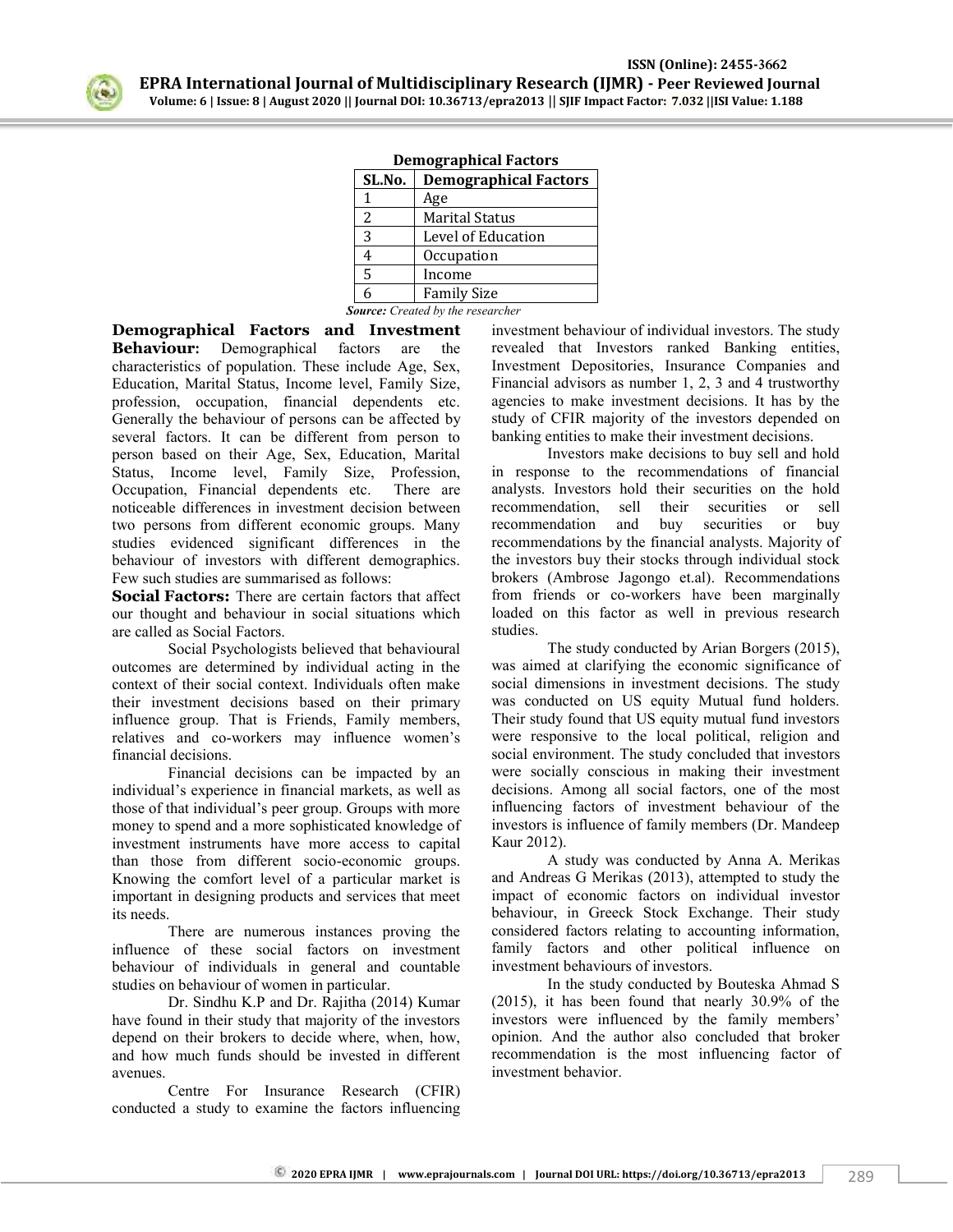**Demographical Factors**

| SL.No. | Demographical Factors |
|---|---|
| 1 | Age |
| 2 | Marital Status |
| 3 | Level of Education |
| 4 | Occupation |
| 5 | Income |
| 6 | Family Size |

***Source:*** *Created by the researcher*

**Demographical Factors and Investment Behaviour:** Demographical factors are the characteristics of population. These include Age, Sex, Education, Marital Status, Income level, Family Size, profession, occupation, financial dependents etc. Generally the behaviour of persons can be affected by several factors. It can be different from person to person based on their Age, Sex, Education, Marital Status, Income level, Family Size, Profession, Occupation, Financial dependents etc. There are noticeable differences in investment decision between two persons from different economic groups. Many studies evidenced significant differences in the behaviour of investors with different demographics. Few such studies are summarised as follows:

**Social Factors:** There are certain factors that affect our thought and behaviour in social situations which are called as Social Factors.

Social Psychologists believed that behavioural outcomes are determined by individual acting in the context of their social context. Individuals often make their investment decisions based on their primary influence group. That is Friends, Family members, relatives and co-workers may influence women's financial decisions.

Financial decisions can be impacted by an individual's experience in financial markets, as well as those of that individual's peer group. Groups with more money to spend and a more sophisticated knowledge of investment instruments have more access to capital than those from different socio-economic groups. Knowing the comfort level of a particular market is important in designing products and services that meet its needs.

There are numerous instances proving the influence of these social factors on investment behaviour of individuals in general and countable studies on behaviour of women in particular.

Dr. Sindhu K.P and Dr. Rajitha (2014) Kumar have found in their study that majority of the investors depend on their brokers to decide where, when, how, and how much funds should be invested in different avenues.

Centre For Insurance Research (CFIR) conducted a study to examine the factors influencing investment behaviour of individual investors. The study revealed that Investors ranked Banking entities, Investment Depositories, Insurance Companies and Financial advisors as number 1, 2, 3 and 4 trustworthy agencies to make investment decisions. It has by the study of CFIR majority of the investors depended on banking entities to make their investment decisions.

Investors make decisions to buy sell and hold in response to the recommendations of financial analysts. Investors hold their securities on the hold recommendation, sell their securities or sell recommendation and buy securities or buy recommendations by the financial analysts. Majority of the investors buy their stocks through individual stock brokers (Ambrose Jagongo et.al). Recommendations from friends or co-workers have been marginally loaded on this factor as well in previous research studies.

The study conducted by Arian Borgers (2015), was aimed at clarifying the economic significance of social dimensions in investment decisions. The study was conducted on US equity Mutual fund holders. Their study found that US equity mutual fund investors were responsive to the local political, religion and social environment. The study concluded that investors were socially conscious in making their investment decisions. Among all social factors, one of the most influencing factors of investment behaviour of the investors is influence of family members (Dr. Mandeep Kaur 2012).

A study was conducted by Anna A. Merikas and Andreas G Merikas (2013), attempted to study the impact of economic factors on individual investor behaviour, in Greeck Stock Exchange. Their study considered factors relating to accounting information, family factors and other political influence on investment behaviours of investors.

In the study conducted by Bouteska Ahmad S (2015), it has been found that nearly 30.9% of the investors were influenced by the family members' opinion. And the author also concluded that broker recommendation is the most influencing factor of investment behavior.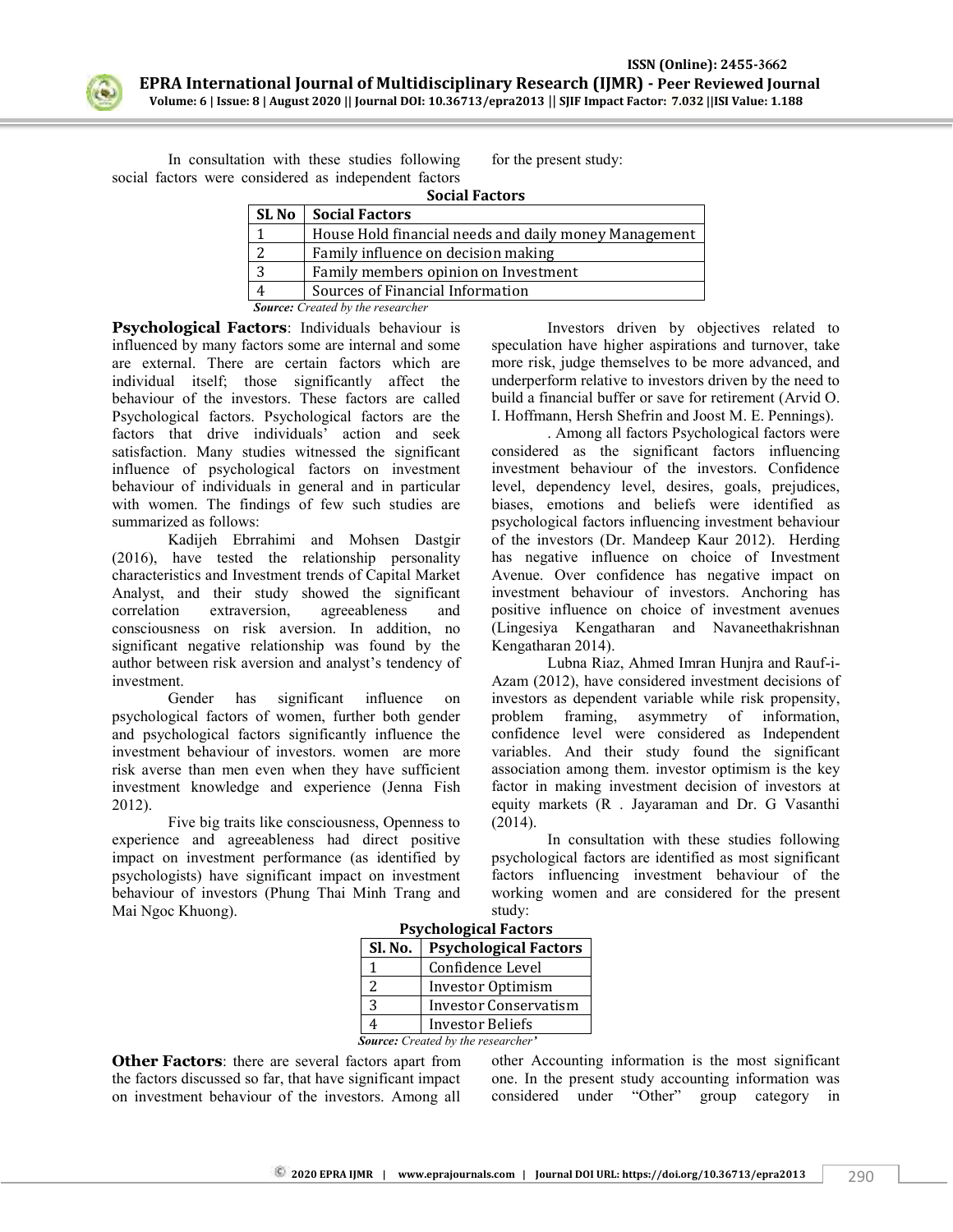In consultation with these studies following social factors were considered as independent factors for the present study:

**Social Factors**

| SL No | Social Factors |
|---|---|
| 1 | House Hold financial needs and daily money Management |
| 2 | Family influence on decision making |
| 3 | Family members opinion on Investment |
| 4 | Sources of Financial Information |

***Source:*** *Created by the researcher*

**Psychological Factors**: Individuals behaviour is influenced by many factors some are internal and some are external. There are certain factors which are individual itself; those significantly affect the behaviour of the investors. These factors are called Psychological factors. Psychological factors are the factors that drive individuals' action and seek satisfaction. Many studies witnessed the significant influence of psychological factors on investment behaviour of individuals in general and in particular with women. The findings of few such studies are summarized as follows:

Kadijeh Ebrrahimi and Mohsen Dastgir (2016), have tested the relationship personality characteristics and Investment trends of Capital Market Analyst, and their study showed the significant correlation extraversion, agreeableness and consciousness on risk aversion. In addition, no significant negative relationship was found by the author between risk aversion and analyst's tendency of investment.

Gender has significant influence on psychological factors of women, further both gender and psychological factors significantly influence the investment behaviour of investors. women are more risk averse than men even when they have sufficient investment knowledge and experience (Jenna Fish 2012).

Five big traits like consciousness, Openness to experience and agreeableness had direct positive impact on investment performance (as identified by psychologists) have significant impact on investment behaviour of investors (Phung Thai Minh Trang and Mai Ngoc Khuong).

Investors driven by objectives related to speculation have higher aspirations and turnover, take more risk, judge themselves to be more advanced, and underperform relative to investors driven by the need to build a financial buffer or save for retirement (Arvid O. I. Hoffmann, Hersh Shefrin and Joost M. E. Pennings).

. Among all factors Psychological factors were considered as the significant factors influencing investment behaviour of the investors. Confidence level, dependency level, desires, goals, prejudices, biases, emotions and beliefs were identified as psychological factors influencing investment behaviour of the investors (Dr. Mandeep Kaur 2012). Herding has negative influence on choice of Investment Avenue. Over confidence has negative impact on investment behaviour of investors. Anchoring has positive influence on choice of investment avenues (Lingesiya Kengatharan and Navaneethakrishnan Kengatharan 2014).

Lubna Riaz, Ahmed Imran Hunjra and Rauf-i-Azam (2012), have considered investment decisions of investors as dependent variable while risk propensity, problem framing, asymmetry of information, confidence level were considered as Independent variables. And their study found the significant association among them. investor optimism is the key factor in making investment decision of investors at equity markets (R . Jayaraman and Dr. G Vasanthi (2014).

In consultation with these studies following psychological factors are identified as most significant factors influencing investment behaviour of the working women and are considered for the present study:

**Psychological Factors**

| Sl. No. | Psychological Factors |
|---|---|
| 1 | Confidence Level |
| 2 | Investor Optimism |
| 3 | Investor Conservatism |
| 4 | Investor Beliefs |

***Source:*** *Created by the researcher'*

**Other Factors**: there are several factors apart from the factors discussed so far, that have significant impact on investment behaviour of the investors. Among all other Accounting information is the most significant one. In the present study accounting information was considered under "Other" group category in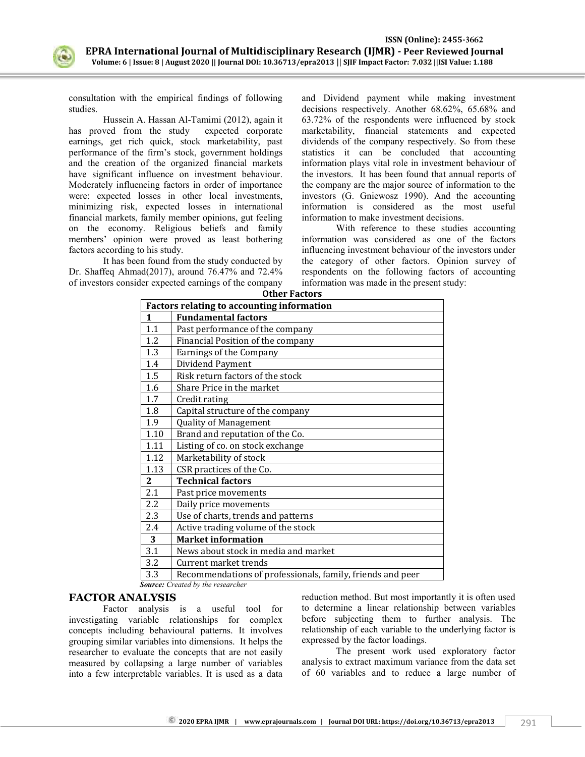consultation with the empirical findings of following studies.

Hussein A. Hassan Al-Tamimi (2012), again it has proved from the study expected corporate earnings, get rich quick, stock marketability, past performance of the firm's stock, government holdings and the creation of the organized financial markets have significant influence on investment behaviour. Moderately influencing factors in order of importance were: expected losses in other local investments, minimizing risk, expected losses in international financial markets, family member opinions, gut feeling on the economy. Religious beliefs and family members' opinion were proved as least bothering factors according to his study.

It has been found from the study conducted by Dr. Shaffeq Ahmad(2017), around 76.47% and 72.4% of investors consider expected earnings of the company and Dividend payment while making investment decisions respectively. Another 68.62%, 65.68% and 63.72% of the respondents were influenced by stock marketability, financial statements and expected dividends of the company respectively. So from these statistics it can be concluded that accounting information plays vital role in investment behaviour of the investors. It has been found that annual reports of the company are the major source of information to the investors (G. Gniewosz 1990). And the accounting information is considered as the most useful information to make investment decisions.

With reference to these studies accounting information was considered as one of the factors influencing investment behaviour of the investors under the category of other factors. Opinion survey of respondents on the following factors of accounting information was made in the present study:

**Other Factors**

| Factors relating to accounting information | |
|---|---|
| **1** | **Fundamental factors** |
| 1.1 | Past performance of the company |
| 1.2 | Financial Position of the company |
| 1.3 | Earnings of the Company |
| 1.4 | Dividend Payment |
| 1.5 | Risk return factors of the stock |
| 1.6 | Share Price in the market |
| 1.7 | Credit rating |
| 1.8 | Capital structure of the company |
| 1.9 | Quality of Management |
| 1.10 | Brand and reputation of the Co. |
| 1.11 | Listing of co. on stock exchange |
| 1.12 | Marketability of stock |
| 1.13 | CSR practices of the Co. |
| **2** | **Technical factors** |
| 2.1 | Past price movements |
| 2.2 | Daily price movements |
| 2.3 | Use of charts, trends and patterns |
| 2.4 | Active trading volume of the stock |
| **3** | **Market information** |
| 3.1 | News about stock in media and market |
| 3.2 | Current market trends |
| 3.3 | Recommendations of professionals, family, friends and peer |

***Source:*** *Created by the researcher*

## FACTOR ANALYSIS

Factor analysis is a useful tool for investigating variable relationships for complex concepts including behavioural patterns. It involves grouping similar variables into dimensions. It helps the researcher to evaluate the concepts that are not easily measured by collapsing a large number of variables into a few interpretable variables. It is used as a data reduction method. But most importantly it is often used to determine a linear relationship between variables before subjecting them to further analysis. The relationship of each variable to the underlying factor is expressed by the factor loadings.

The present work used exploratory factor analysis to extract maximum variance from the data set of 60 variables and to reduce a large number of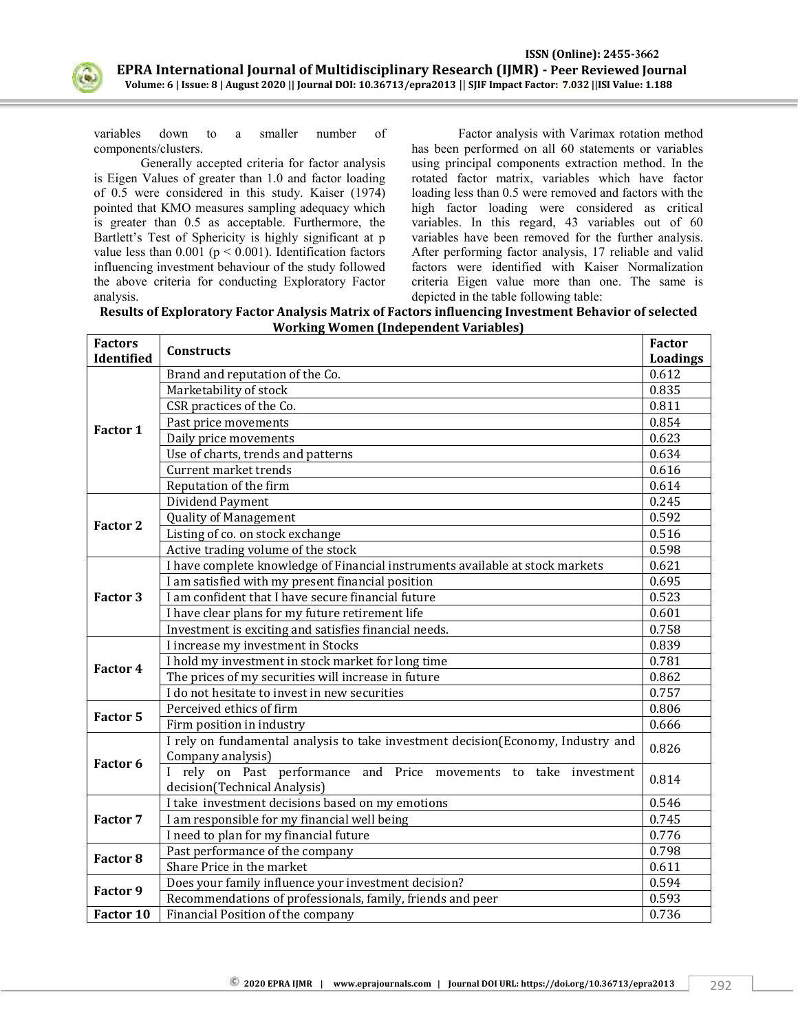variables down to a smaller number of components/clusters.

Generally accepted criteria for factor analysis is Eigen Values of greater than 1.0 and factor loading of 0.5 were considered in this study. Kaiser (1974) pointed that KMO measures sampling adequacy which is greater than 0.5 as acceptable. Furthermore, the Bartlett's Test of Sphericity is highly significant at p value less than 0.001 ($p < 0.001$). Identification factors influencing investment behaviour of the study followed the above criteria for conducting Exploratory Factor analysis.

Factor analysis with Varimax rotation method has been performed on all 60 statements or variables using principal components extraction method. In the rotated factor matrix, variables which have factor loading less than 0.5 were removed and factors with the high factor loading were considered as critical variables. In this regard, 43 variables out of 60 variables have been removed for the further analysis. After performing factor analysis, 17 reliable and valid factors were identified with Kaiser Normalization criteria Eigen value more than one. The same is depicted in the table following table:

**Results of Exploratory Factor Analysis Matrix of Factors influencing Investment Behavior of selected Working Women (Independent Variables)**

| Factors Identified | Constructs | Factor Loadings |
|---|---|---|
| Factor 1 | Brand and reputation of the Co. | 0.612 |
| | Marketability of stock | 0.835 |
| | CSR practices of the Co. | 0.811 |
| | Past price movements | 0.854 |
| | Daily price movements | 0.623 |
| | Use of charts, trends and patterns | 0.634 |
| | Current market trends | 0.616 |
| | Reputation of the firm | 0.614 |
| Factor 2 | Dividend Payment | 0.245 |
| | Quality of Management | 0.592 |
| | Listing of co. on stock exchange | 0.516 |
| | Active trading volume of the stock | 0.598 |
| Factor 3 | I have complete knowledge of Financial instruments available at stock markets | 0.621 |
| | I am satisfied with my present financial position | 0.695 |
| | I am confident that I have secure financial future | 0.523 |
| | I have clear plans for my future retirement life | 0.601 |
| | Investment is exciting and satisfies financial needs. | 0.758 |
| Factor 4 | I increase my investment in Stocks | 0.839 |
| | I hold my investment in stock market for long time | 0.781 |
| | The prices of my securities will increase in future | 0.862 |
| | I do not hesitate to invest in new securities | 0.757 |
| Factor 5 | Perceived ethics of firm | 0.806 |
| | Firm position in industry | 0.666 |
| Factor 6 | I rely on fundamental analysis to take investment decision(Economy, Industry and Company analysis) | 0.826 |
| | I rely on Past performance and Price movements to take investment decision(Technical Analysis) | 0.814 |
| Factor 7 | I take investment decisions based on my emotions | 0.546 |
| | I am responsible for my financial well being | 0.745 |
| | I need to plan for my financial future | 0.776 |
| Factor 8 | Past performance of the company | 0.798 |
| | Share Price in the market | 0.611 |
| Factor 9 | Does your family influence your investment decision? | 0.594 |
| | Recommendations of professionals, family, friends and peer | 0.593 |
| Factor 10 | Financial Position of the company | 0.736 |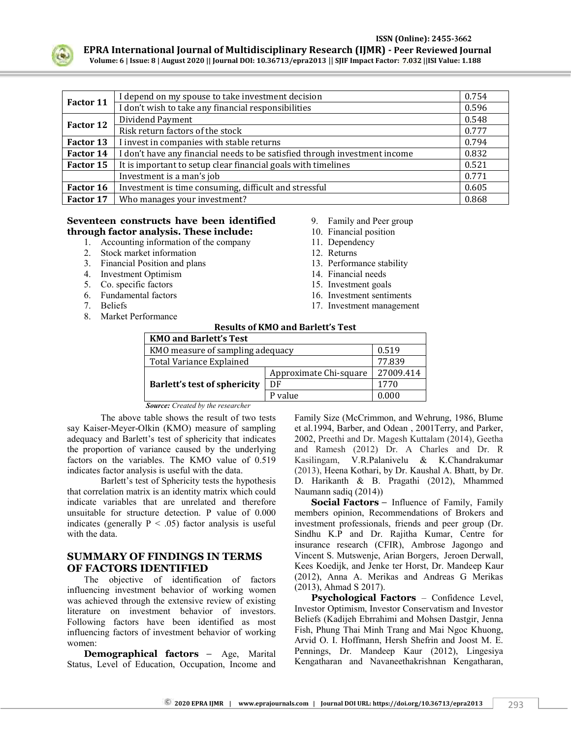| Factor 11 | I depend on my spouse to take investment decision | 0.754 |
|---|---|---|
| | I don't wish to take any financial responsibilities | 0.596 |
| Factor 12 | Dividend Payment | 0.548 |
| | Risk return factors of the stock | 0.777 |
| Factor 13 | I invest in companies with stable returns | 0.794 |
| Factor 14 | I don't have any financial needs to be satisfied through investment income | 0.832 |
| Factor 15 | It is important to setup clear financial goals with timelines | 0.521 |
| | Investment is a man's job | 0.771 |
| Factor 16 | Investment is time consuming, difficult and stressful | 0.605 |
| Factor 17 | Who manages your investment? | 0.868 |

**Seventeen constructs have been identified through factor analysis. These include:**

1. Accounting information of the company
2. Stock market information
3. Financial Position and plans
4. Investment Optimism
5. Co. specific factors
6. Fundamental factors
7. Beliefs
8. Market Performance
9. Family and Peer group
10. Financial position
11. Dependency
12. Returns
13. Performance stability
14. Financial needs
15. Investment goals
16. Investment sentiments
17. Investment management

**Results of KMO and Barlett's Test**

| KMO and Barlett's Test | | |
|---|---|---|
| KMO measure of sampling adequacy | | 0.519 |
| Total Variance Explained | | 77.839 |
| Barlett's test of sphericity | Approximate Chi-square | 27009.414 |
| | DF | 1770 |
| | P value | 0.000 |

***Source:*** *Created by the researcher*

The above table shows the result of two tests say Kaiser-Meyer-Olkin (KMO) measure of sampling adequacy and Barlett's test of sphericity that indicates the proportion of variance caused by the underlying factors on the variables. The KMO value of 0.519 indicates factor analysis is useful with the data.

Barlett's test of Sphericity tests the hypothesis that correlation matrix is an identity matrix which could indicate variables that are unrelated and therefore unsuitable for structure detection. P value of 0.000 indicates (generally $P < .05$) factor analysis is useful with the data.

## SUMMARY OF FINDINGS IN TERMS OF FACTORS IDENTIFIED

The objective of identification of factors influencing investment behavior of working women was achieved through the extensive review of existing literature on investment behavior of investors. Following factors have been identified as most influencing factors of investment behavior of working women:

**Demographical factors** – Age, Marital Status, Level of Education, Occupation, Income and Family Size (McCrimmon, and Wehrung, 1986, Blume et al.1994, Barber, and Odean , 2001Terry, and Parker, 2002, Preethi and Dr. Magesh Kuttalam (2014), Geetha and Ramesh (2012) Dr. A Charles and Dr. R Kasilingam, V.R.Palanivelu & K.Chandrakumar (2013), Heena Kothari, by Dr. Kaushal A. Bhatt, by Dr. D. Harikanth & B. Pragathi (2012), Mhammed Naumann sadiq (2014))

**Social Factors** – Influence of Family, Family members opinion, Recommendations of Brokers and investment professionals, friends and peer group (Dr. Sindhu K.P and Dr. Rajitha Kumar, Centre for insurance research (CFIR), Ambrose Jagongo and Vincent S. Mutswenje, Arian Borgers, Jeroen Derwall, Kees Koedijk, and Jenke ter Horst, Dr. Mandeep Kaur (2012), Anna A. Merikas and Andreas G Merikas (2013), Ahmad S 2017).

**Psychological Factors** – Confidence Level, Investor Optimism, Investor Conservatism and Investor Beliefs (Kadijeh Ebrrahimi and Mohsen Dastgir, Jenna Fish, Phung Thai Minh Trang and Mai Ngoc Khuong, Arvid O. I. Hoffmann, Hersh Shefrin and Joost M. E. Pennings, Dr. Mandeep Kaur (2012), Lingesiya Kengatharan and Navaneethakrishnan Kengatharan,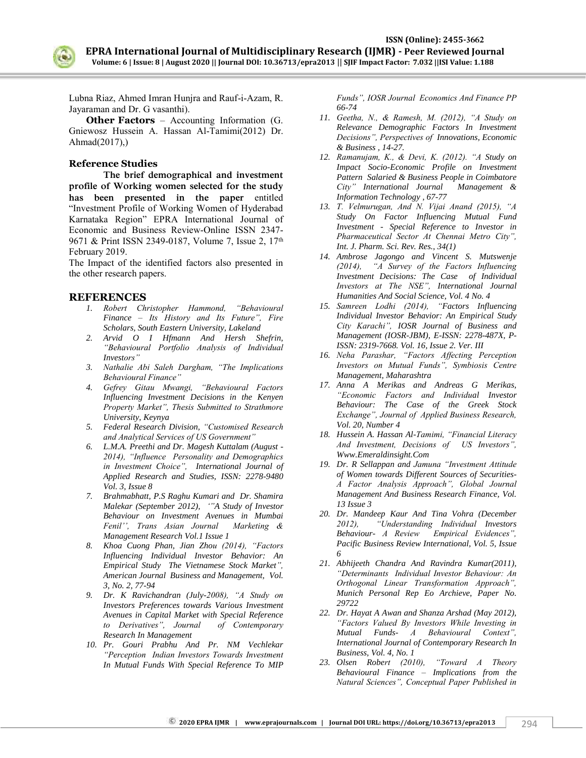Lubna Riaz, Ahmed Imran Hunjra and Rauf-i-Azam, R. Jayaraman and Dr. G vasanthi).

**Other Factors** – Accounting Information (G. Gniewosz Hussein A. Hassan Al-Tamimi(2012) Dr. Ahmad(2017),)

### Reference Studies

**The brief demographical and investment profile of Working women selected for the study has been presented in the paper** entitled "Investment Profile of Working Women of Hyderabad Karnataka Region" EPRA International Journal of Economic and Business Review-Online ISSN 2347-9671 & Print ISSN 2349-0187, Volume 7, Issue 2, 17th February 2019.

The Impact of the identified factors also presented in the other research papers.

## REFERENCES

1. *Robert Christopher Hammond, "Behavioural Finance – Its History and Its Future", Fire Scholars, South Eastern University, Lakeland*
2. *Arvid O I Hfmann And Hersh Shefrin, "Behavioural Portfolio Analysis of Individual Investors"*
3. *Nathalie Abi Saleh Dargham, "The Implications Behavioural Finance"*
4. *Gefrey Gitau Mwangi, "Behavioural Factors Influencing Investment Decisions in the Kenyen Property Market", Thesis Submitted to Strathmore University, Keynya*
5. *Federal Research Division, "Customised Research and Analytical Services of US Government"*
6. *L.M.A. Preethi and Dr. Magesh Kuttalam (August - 2014), "Influence Personality and Demographics in Investment Choice", International Journal of Applied Research and Studies, ISSN: 2278-9480 Vol. 3, Issue 8*
7. *Brahmabhatt, P.S Raghu Kumari and Dr. Shamira Malekar (September 2012), '"A Study of Investor Behaviour on Investment Avenues in Mumbai Fenil'', Trans Asian Journal Marketing & Management Research Vol.1 Issue 1*
8. *Khoa Cuong Phan, Jian Zhou (2014), "Factors Influencing Individual Investor Behavior: An Empirical Study The Vietnamese Stock Market", American Journal Business and Management, Vol. 3, No. 2, 77-94*
9. *Dr. K Ravichandran (July-2008), "A Study on Investors Preferences towards Various Investment Avenues in Capital Market with Special Reference to Derivatives", Journal of Contemporary Research In Management*
10. *Pr. Gouri Prabhu And Pr. NM Vechlekar "Perception Indian Investors Towards Investment In Mutual Funds With Special Reference To MIP Funds", IOSR Journal Economics And Finance PP 66-74*
11. *Geetha, N., & Ramesh, M. (2012), "A Study on Relevance Demographic Factors In Investment Decisions", Perspectives of Innovations, Economic & Business , 14-27.*
12. *Ramanujam, K., & Devi, K. (2012). "A Study on Impact Socio-Economic Profile on Investment Pattern Salaried & Business People in Coimbatore City" International Journal Management & Information Technology , 67-77*
13. *T. Velmurugan, And N. Vijai Anand (2015), "A Study On Factor Influencing Mutual Fund Investment - Special Reference to Investor in Pharmaceutical Sector At Chennai Metro City", Int. J. Pharm. Sci. Rev. Res., 34(1)*
14. *Ambrose Jagongo and Vincent S. Mutswenje (2014), "A Survey of the Factors Influencing Investment Decisions: The Case of Individual Investors at The NSE", International Journal Humanities And Social Science, Vol. 4 No. 4*
15. *Samreen Lodhi (2014), "Factors Influencing Individual Investor Behavior: An Empirical Study City Karachi", IOSR Journal of Business and Management (IOSR-JBM), E-ISSN: 2278-487X, P-ISSN: 2319-7668. Vol. 16, Issue 2. Ver. III*
16. *Neha Parashar, "Factors Affecting Perception Investors on Mutual Funds", Symbiosis Centre Management, Maharashtra*
17. *Anna A Merikas and Andreas G Merikas, "Economic Factors and Individual Investor Behaviour: The Case of the Greek Stock Exchange", Journal of Applied Business Research, Vol. 20, Number 4*
18. *Hussein A. Hassan Al-Tamimi, "Financial Literacy And Investment, Decisions of US Investors", Www.Emeraldinsight.Com*
19. *Dr. R Sellappan and Jamuna "Investment Attitude of Women towards Different Sources of Securities- A Factor Analysis Approach", Global Journal Management And Business Research Finance, Vol. 13 Issue 3*
20. *Dr. Mandeep Kaur And Tina Vohra (December 2012), "Understanding Individual Investors Behaviour- A Review Empirical Evidences", Pacific Business Review International, Vol. 5, Issue 6*
21. *Abhijeeth Chandra And Ravindra Kumar(2011), "Determinants Individual Investor Behaviour: An Orthogonal Linear Transformation Approach", Munich Personal Rep Eo Archieve, Paper No. 29722*
22. *Dr. Hayat A Awan and Shanza Arshad (May 2012), "Factors Valued By Investors While Investing in Mutual Funds- A Behavioural Context", International Journal of Contemporary Research In Business, Vol. 4, No. 1*
23. *Olsen Robert (2010), "Toward A Theory Behavioural Finance – Implications from the Natural Sciences", Conceptual Paper Published in*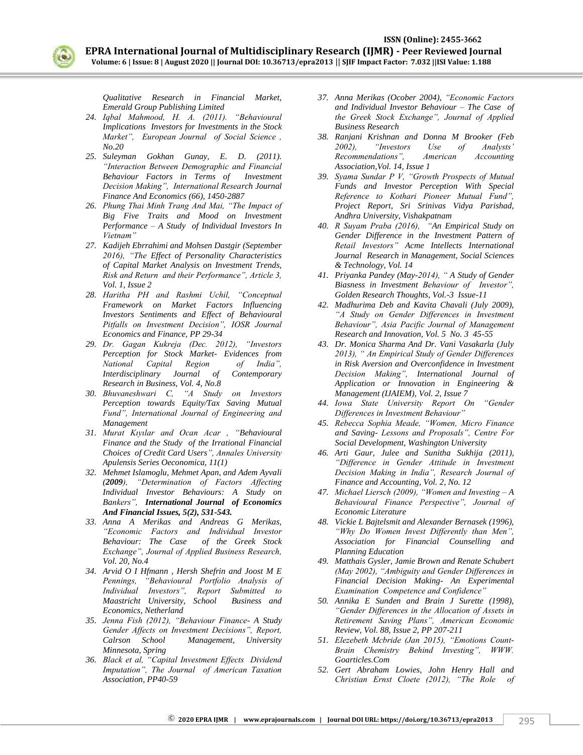*Qualitative Research in Financial Market, Emerald Group Publishing Limited*

24. *Iqbal Mahmood, H. A. (2011). "Behavioural Implications Investors for Investments in the Stock Market", European Journal of Social Science, No.20*
25. *Suleyman Gokhan Gunay, E. D. (2011). "Interaction Between Demographic and Financial Behaviour Factors in Terms of Investment Decision Making", International Research Journal Finance And Economics (66), 1450-2887*
26. *Phung Thai Minh Trang And Mai, "The Impact of Big Five Traits and Mood on Investment Performance – A Study of Individual Investors In Vietnam"*
27. *Kadijeh Ebrrahimi and Mohsen Dastgir (September 2016), "The Effect of Personality Characteristics of Capital Market Analysis on Investment Trends, Risk and Return and their Performance", Article 3, Vol. 1, Issue 2*
28. *Haritha PH and Rashmi Uchil, "Conceptual Framework on Market Factors Influencing Investors Sentiments and Effect of Behavioural Pitfalls on Investment Decision", IOSR Journal Economics and Finance, PP 29-34*
29. *Dr. Gagan Kukreja (Dec. 2012), "Investors Perception for Stock Market- Evidences from National Capital Region of India", Interdisciplinary Journal of Contemporary Research in Business, Vol. 4, No.8*
30. *Bhuvaneshwari C, "A Study on Investors Perception towards Equity/Tax Saving Mutual Fund", International Journal of Engineering and Management*
31. *Murat Kıyılar and Ocan Acar , "Behavioural Finance and the Study of the Irrational Financial Choices of Credit Card Users", Annales University Apulensis Series Oeconomica, 11(1)*
32. *Mehmet Islamoglu, Mehmet Apan, and Adem Ayvali (**2009**), "Determination of Factors Affecting Individual Investor Behaviours: A Study on Bankers", **International Journal of Economics And Financial Issues, 5(2), 531-543.***
33. *Anna A Merikas and Andreas G Merikas, "Economic Factors and Individual Investor Behaviour: The Case of the Greek Stock Exchange", Journal of Applied Business Research, Vol. 20, No.4*
34. *Arvid O I Hfmann , Hersh Shefrin and Joost M E Pennings, "Behavioural Portfolio Analysis of Individual Investors", Report Submitted to Maastricht University, School Business and Economics, Netherland*
35. *Jenna Fish (2012), "Behaviour Finance- A Study Gender Affects on Investment Decisions", Report, Calrson School Management, University Minnesota, Spring*
36. *Black et al, "Capital Investment Effects Dividend Imputation", The Journal of American Taxation Association, PP40-59*
37. *Anna Merikas (Ocober 2004), "Economic Factors and Individual Investor Behaviour – The Case of the Greek Stock Exchange", Journal of Applied Business Research*
38. *Ranjani Krishnan and Donna M Brooker (Feb 2002), "Investors Use of Analysts' Recommendations", American Accounting Association,Vol. 14, Issue 1*
39. *Syama Sundar P V, "Growth Prospects of Mutual Funds and Investor Perception With Special Reference to Kothari Pioneer Mutual Fund", Project Report, Sri Srinivas Vidya Parishad, Andhra University, Vishakpatnam*
40. *R Suyam Praba (2016), "An Empirical Study on Gender Difference in the Investment Pattern of Retail Investors" Acme Intellects International Journal Research in Management, Social Sciences & Technology, Vol. 14*
41. *Priyanka Pandey (May-2014), " A Study of Gender Biasness in Investment Behaviour of Investor", Golden Research Thoughts, Vol.-3 Issue-11*
42. *Madhurima Deb and Kavita Chavali (July 2009), "A Study on Gender Differences in Investment Behaviour", Asia Pacific Journal of Management Research and Innovation, Vol. 5 No. 3 45-55*
43. *Dr. Monica Sharma And Dr. Vani Vasakarla (July 2013), " An Empirical Study of Gender Differences in Risk Aversion and Overconfidence in Investment Decision Making", International Journal of Application or Innovation in Engineering & Management (IJAIEM), Vol. 2, Issue 7*
44. *Iowa State University Report On "Gender Differences in Investment Behaviour"*
45. *Rebecca Sophia Meade, "Women, Micro Finance and Saving- Lessons and Proposals", Centre For Social Development, Washington University*
46. *Arti Gaur, Julee and Sunitha Sukhija (2011), "Difference in Gender Attitude in Investment Decision Making in India", Research Journal of Finance and Accounting, Vol. 2, No. 12*
47. *Michael Liersch (2009), "Women and Investing – A Behavioural Finance Perspective", Journal of Economic Literature*
48. *Vickie L Bajtelsmit and Alexander Bernasek (1996), "Why Do Women Invest Differently than Men", Association for Financial Counselling and Planning Education*
49. *Matthais Gysler, Jamie Brown and Renate Schubert (May 2002), "Ambiguity and Gender Differences in Financial Decision Making- An Experimental Examination Competence and Confidence"*
50. *Annika E Sunden and Brain J Surette (1998), "Gender Differences in the Allocation of Assets in Retirement Saving Plans", American Economic Review, Vol. 88, Issue 2, PP 207-211*
51. *Elezebeth Mcbride (Jan 2015), "Emotions Count- Brain Chemistry Behind Investing", WWW. Goarticles.Com*
52. *Gert Abraham Lowies, John Henry Hall and Christian Ernst Cloete (2012), "The Role of*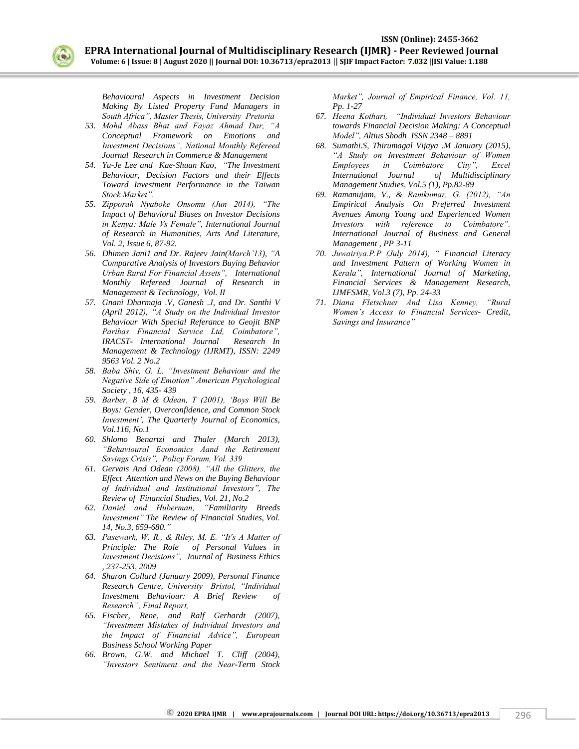*Behavioural Aspects in Investment Decision Making By Listed Property Fund Managers in South Africa", Master Thesis, University Pretoria*

53. *Mohd Abass Bhat and Fayaz Ahmad Dar, "A Conceptual Framework on Emotions and Investment Decisions", National Monthly Refereed Journal Research in Commerce & Management*
54. *Yu-Je Lee and Kae-Shuan Kao, "The Investment Behaviour, Decision Factors and their Effects Toward Investment Performance in the Taiwan Stock Market".*
55. *Zipporah Nyaboke Onsomu (Jun 2014), "The Impact of Behavioral Biases on Investor Decisions in Kenya: Male Vs Female", International Journal of Research in Humanities, Arts And Literature, Vol. 2, Issue 6, 87-92.*
56. *Dhimen Jani1 and Dr. Rajeev Jain(March'13), "A Comparative Analysis of Investors Buying Behavior Urban Rural For Financial Assets", International Monthly Refereed Journal of Research in Management & Technology, Vol. II*
57. *Gnani Dharmaja .V, Ganesh .J, and Dr. Santhi V (April 2012), "A Study on the Individual Investor Behaviour With Special Referance to Geojit BNP Paribas Financial Service Ltd, Coimbatore", IRACST- International Journal Research In Management & Technology (IJRMT), ISSN: 2249 9563 Vol. 2 No.2*
58. *Baba Shiv, G. L. "Investment Behaviour and the Negative Side of Emotion" American Psychological Society , 16, 435- 439*
59. *Barber, B M & Odean, T (2001), 'Boys Will Be Boys: Gender, Overconfidence, and Common Stock Investment', The Quarterly Journal of Economics, Vol.116, No.1*
60. *Shlomo Benartzi and Thaler (March 2013), "Behavioural Economics Aand the Retirement Savings Crisis", Policy Forum, Vol. 339*
61. *Gervais And Odean (2008), "All the Glitters, the Effect Attention and News on the Buying Behaviour of Individual and Institutional Investors", The Review of Financial Studies, Vol. 21, No.2*
62. *Daniel and Huberman, "Familiarity Breeds Investment" The Review of Financial Studies, Vol. 14, No.3, 659-680."*
63. *Pasewark, W. R., & Riley, M. E. "It's A Matter of Principle: The Role of Personal Values in Investment Decisions", Journal of Business Ethics , 237-253, 2009*
64. *Sharon Collard (January 2009), Personal Finance Research Centre, University Bristol, "Individual Investment Behaviour: A Brief Review of Research", Final Report,*
65. *Fischer, Rene, and Ralf Gerhardt (2007), "Investment Mistakes of Individual Investors and the Impact of Financial Advice", European Business School Working Paper*
66. *Brown, G.W. and Michael T. Cliff (2004), "Investors Sentiment and the Near-Term Stock Market", Journal of Empirical Finance, Vol. 11, Pp. 1-27*
67. *Heena Kothari, "Individual Investors Behaviour towards Financial Decision Making: A Conceptual Model", Altius Shodh ISSN 2348 – 8891*
68. *Sumathi.S, Thirumagal Vijaya .M January (2015), "A Study on Investment Behaviour of Women Employees in Coimbatore City", Excel International Journal of Multidisciplinary Management Studies, Vol.5 (1), Pp.82-89*
69. *Ramanujam, V., & Ramkumar, G. (2012), "An Empirical Analysis On Preferred Investment Avenues Among Young and Experienced Women Investors with reference to Coimbatore". International Journal of Business and General Management , PP 3-11*
70. *Juwairiya.P.P (July 2014), " Financial Literacy and Investment Pattern of Working Women in Kerala", International Journal of Marketing, Financial Services & Management Research, IJMFSMR, Vol.3 (7), Pp. 24-33*
71. *Diana Fletschner And Lisa Kenney, "Rural Women's Access to Financial Services- Credit, Savings and Insurance"*